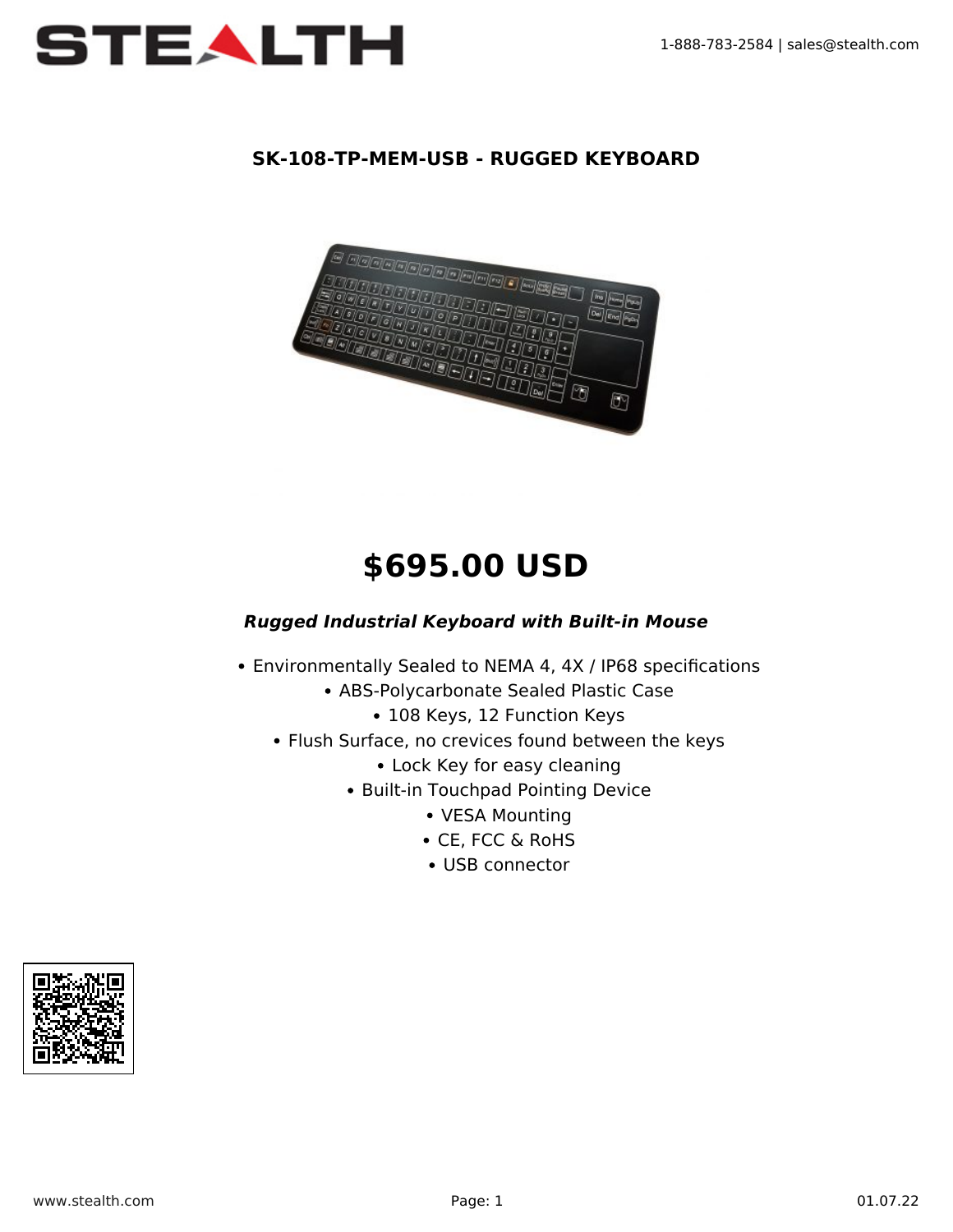# SK-108-TP-MEM-USB - RUGGED KEYBOARD

## $695.00 USD

***Rugged Industrial Keyboard with Built-in Mouse***

- Environmentally Sealed to NEMA 4, 4X / IP68 specifications
- ABS-Polycarbonate Sealed Plastic Case
- 108 Keys, 12 Function Keys
- Flush Surface, no crevices found between the keys
- Lock Key for easy cleaning
- Built-in Touchpad Pointing Device
- VESA Mounting
- CE, FCC & RoHS
- USB connector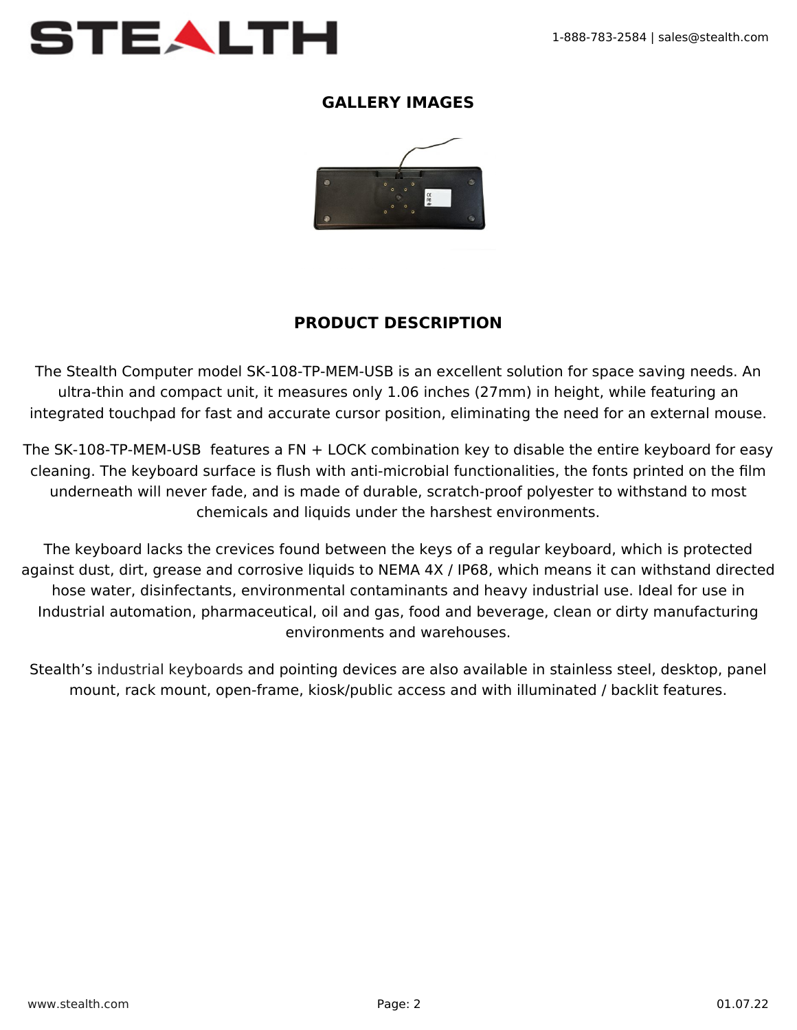## GALLERY IMAGES

## PRODUCT DESCRIPTION

The Stealth Computer model SK-108-TP-MEM-USB is an excellent solution for space saving needs. An ultra-thin and compact unit, it measures only 1.06 inches (27mm) in height, while featuring an integrated touchpad for fast and accurate cursor position, eliminating the need for an external mouse.

The SK-108-TP-MEM-USB features a FN + LOCK combination key to disable the entire keyboard for easy cleaning. The keyboard surface is flush with anti-microbial functionalities, the fonts printed on the film underneath will never fade, and is made of durable, scratch-proof polyester to withstand to most chemicals and liquids under the harshest environments.

The keyboard lacks the crevices found between the keys of a regular keyboard, which is protected against dust, dirt, grease and corrosive liquids to NEMA 4X / IP68, which means it can withstand directed hose water, disinfectants, environmental contaminants and heavy industrial use. Ideal for use in Industrial automation, pharmaceutical, oil and gas, food and beverage, clean or dirty manufacturing environments and warehouses.

Stealth's industrial keyboards and pointing devices are also available in stainless steel, desktop, panel mount, rack mount, open-frame, kiosk/public access and with illuminated / backlit features.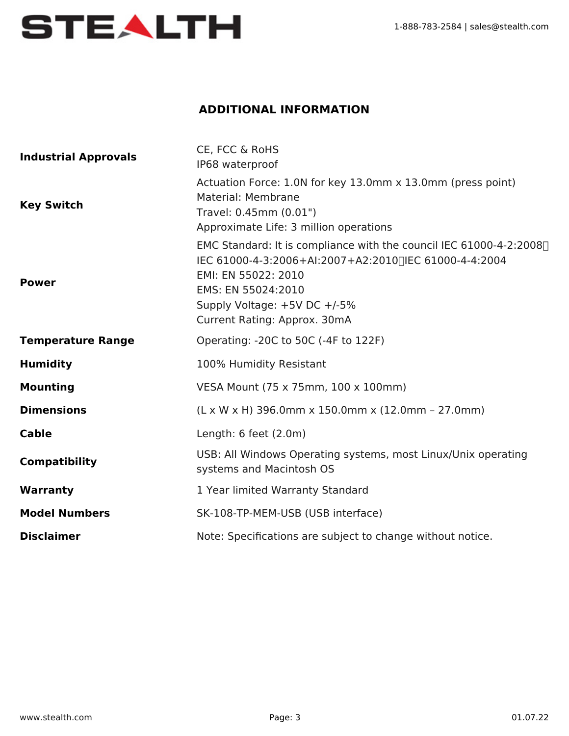## ADDITIONAL INFORMATION

| | |
|---|---|
| **Industrial Approvals** | CE, FCC & RoHS<br>IP68 waterproof |
| **Key Switch** | Actuation Force: 1.0N for key 13.0mm x 13.0mm (press point)<br>Material: Membrane<br>Travel: 0.45mm (0.01")<br>Approximate Life: 3 million operations |
| **Power** | EMC Standard: It is compliance with the council IEC 61000-4-2:2008 IEC 61000-4-3:2006+AI:2007+A2:2010 IEC 61000-4-4:2004<br>EMI: EN 55022: 2010<br>EMS: EN 55024:2010<br>Supply Voltage: +5V DC +/-5%<br>Current Rating: Approx. 30mA |
| **Temperature Range** | Operating: -20C to 50C (-4F to 122F) |
| **Humidity** | 100% Humidity Resistant |
| **Mounting** | VESA Mount (75 x 75mm, 100 x 100mm) |
| **Dimensions** | (L x W x H) 396.0mm x 150.0mm x (12.0mm – 27.0mm) |
| **Cable** | Length: 6 feet (2.0m) |
| **Compatibility** | USB: All Windows Operating systems, most Linux/Unix operating systems and Macintosh OS |
| **Warranty** | 1 Year limited Warranty Standard |
| **Model Numbers** | SK-108-TP-MEM-USB (USB interface) |
| **Disclaimer** | Note: Specifications are subject to change without notice. |